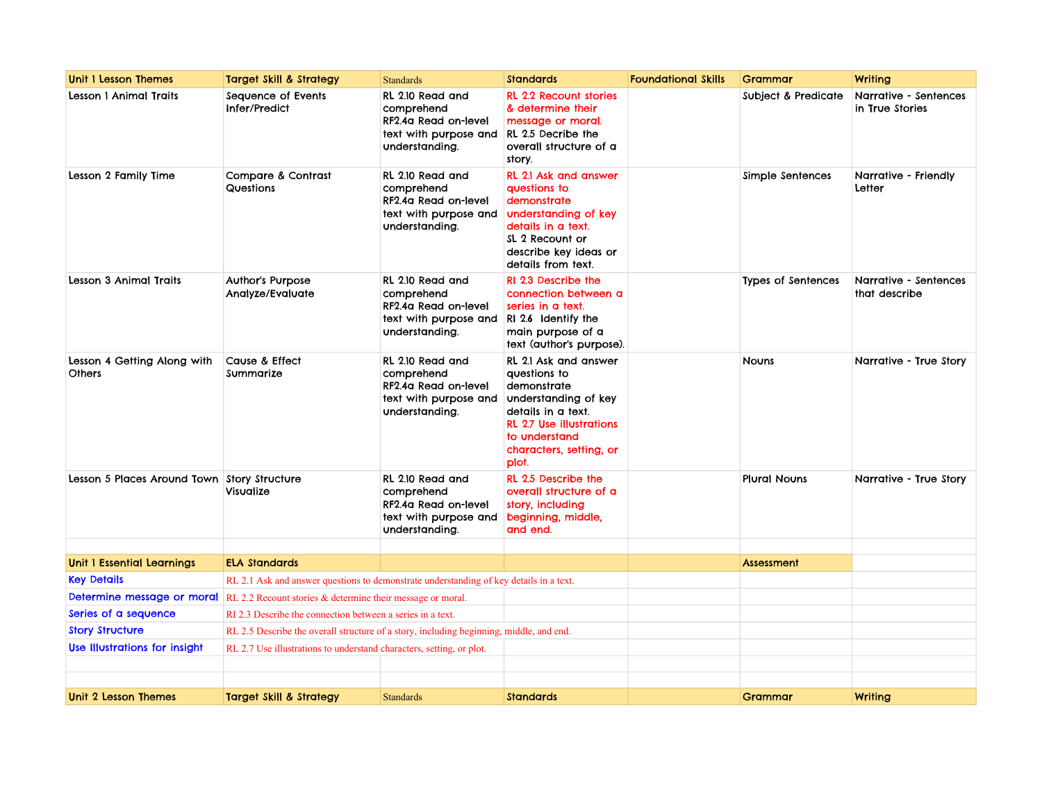| Unit 1 Lesson Themes | Target Skill & Strategy | Standards | Standards | Foundational Skills | Grammar | Writing |
|---|---|---|---|---|---|---|
| Lesson 1 Animal Traits | Sequence of Events<br>Infer/Predict | RL 2.10 Read and comprehend<br>RF2.4a Read on-level text with purpose and understanding. | RL 2.2 Recount stories & determine their message or moral.<br>RL 2.5 Decribe the overall structure of a story. | | Subject & Predicate | Narrative - Sentences in True Stories |
| Lesson 2 Family Time | Compare & Contrast<br>Questions | RL 2.10 Read and comprehend<br>RF2.4a Read on-level text with purpose and understanding. | RL 2.1 Ask and answer questions to demonstrate understanding of key details in a text.<br>SL 2 Recount or describe key ideas or details from text. | | Simple Sentences | Narrative - Friendly Letter |
| Lesson 3 Animal Traits | Author's Purpose<br>Analyze/Evaluate | RL 2.10 Read and comprehend<br>RF2.4a Read on-level text with purpose and understanding. | RI 2.3 Describe the connection between a series in a text.<br>RI 2.6 Identify the main purpose of a text (author's purpose). | | Types of Sentences | Narrative - Sentences that describe |
| Lesson 4 Getting Along with Others | Cause & Effect<br>Summarize | RL 2.10 Read and comprehend<br>RF2.4a Read on-level text with purpose and understanding. | RL 2.1 Ask and answer questions to demonstrate understanding of key details in a text.<br>RL 2.7 Use illustrations to understand characters, setting, or plot. | | Nouns | Narrative - True Story |
| Lesson 5 Places Around Town | Story Structure<br>Visualize | RL 2.10 Read and comprehend<br>RF2.4a Read on-level text with purpose and understanding. | RL 2.5 Describe the overall structure of a story, including beginning, middle, and end. | | Plural Nouns | Narrative - True Story |
| | | | | | | |
| Unit 1 Essential Learnings | ELA Standards | | | | Assessment | |
| Key Details | RL 2.1 Ask and answer questions to demonstrate understanding of key details in a text. | | | | | |
| Determine message or moral | RL 2.2 Recount stories & determine their message or moral. | | | | | |
| Series of a sequence | RI 2.3 Describe the connection between a series in a text. | | | | | |
| Story Structure | RL 2.5 Describe the overall structure of a story, including beginning, middle, and end. | | | | | |
| Use Illustrations for insight | RL 2.7 Use illustrations to understand characters, setting, or plot. | | | | | |
| | | | | | | |
| | | | | | | |
| Unit 2 Lesson Themes | Target Skill & Strategy | Standards | Standards | | Grammar | Writing |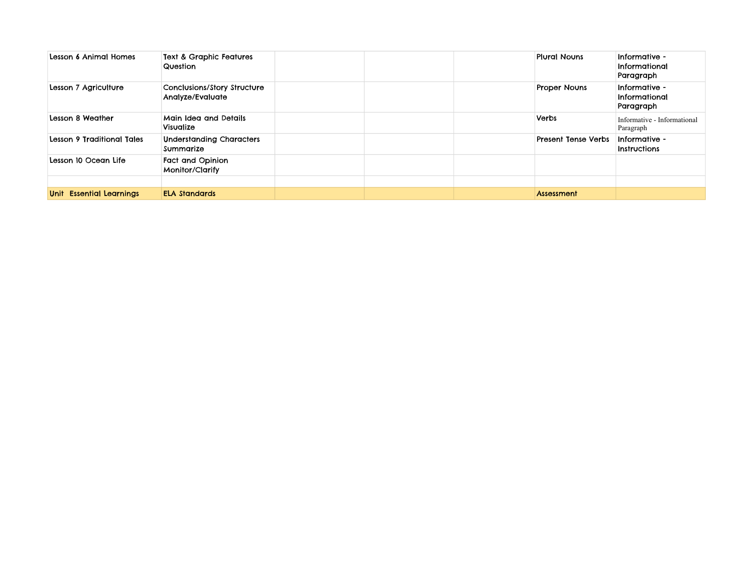| | | | | | | |
|---|---|---|---|---|---|---|
| Lesson 6 Animal Homes | Text & Graphic Features Question | | | | Plural Nouns | Informative - Informational Paragraph |
| Lesson 7 Agriculture | Conclusions/Story Structure Analyze/Evaluate | | | | Proper Nouns | Informative - Informational Paragraph |
| Lesson 8 Weather | Main Idea and Details Visualize | | | | Verbs | Informative - Informational Paragraph |
| Lesson 9 Traditional Tales | Understanding Characters Summarize | | | | Present Tense Verbs | Informative - Instructions |
| Lesson 10 Ocean Life | Fact and Opinion Monitor/Clarify | | | | | |
| | | | | | | |
| Unit Essential Learnings | ELA Standards | | | | Assessment | |